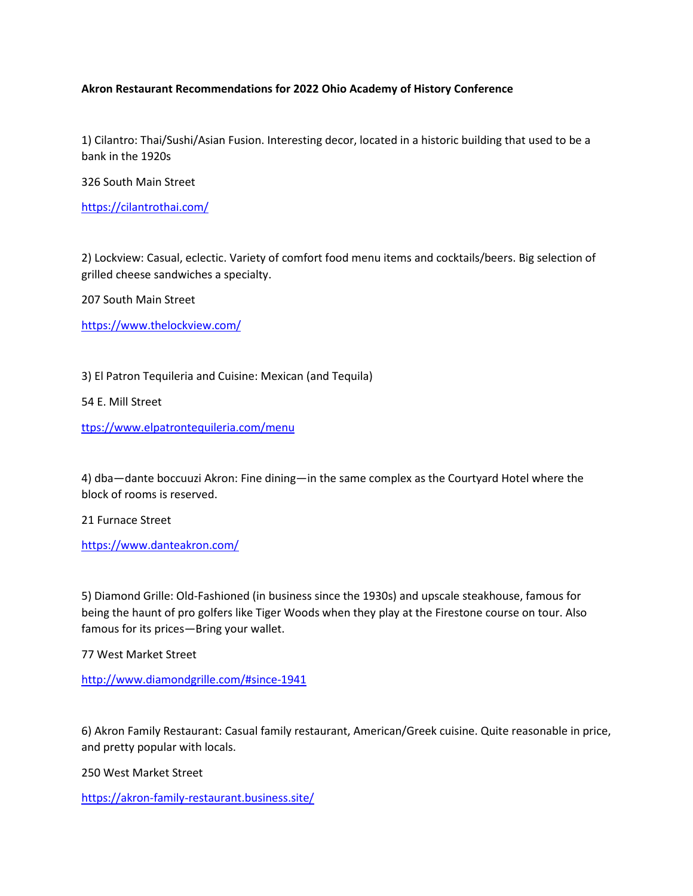**Akron Restaurant Recommendations for 2022 Ohio Academy of History Conference**

1) Cilantro: Thai/Sushi/Asian Fusion. Interesting decor, located in a historic building that used to be a bank in the 1920s

326 South Main Street

https://cilantrothai.com/

2) Lockview: Casual, eclectic. Variety of comfort food menu items and cocktails/beers. Big selection of grilled cheese sandwiches a specialty.

207 South Main Street

https://www.thelockview.com/

3) El Patron Tequileria and Cuisine: Mexican (and Tequila)

54 E. Mill Street

ttps://www.elpatrontequileria.com/menu

4) dba—dante boccuuzi Akron: Fine dining—in the same complex as the Courtyard Hotel where the block of rooms is reserved.

21 Furnace Street

https://www.danteakron.com/

5) Diamond Grille: Old-Fashioned (in business since the 1930s) and upscale steakhouse, famous for being the haunt of pro golfers like Tiger Woods when they play at the Firestone course on tour. Also famous for its prices—Bring your wallet.

77 West Market Street

http://www.diamondgrille.com/#since-1941

6) Akron Family Restaurant: Casual family restaurant, American/Greek cuisine. Quite reasonable in price, and pretty popular with locals.

250 West Market Street

https://akron-family-restaurant.business.site/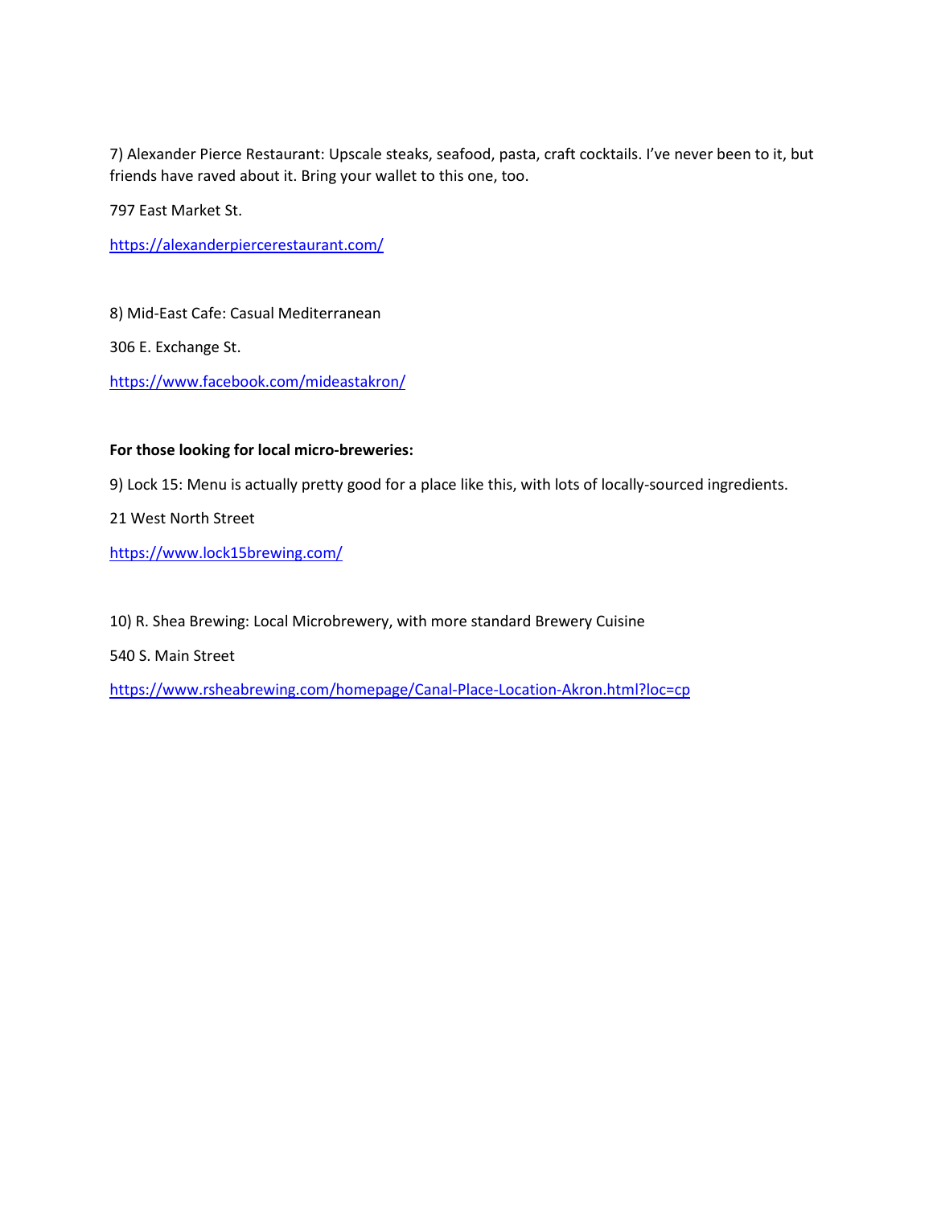7) Alexander Pierce Restaurant: Upscale steaks, seafood, pasta, craft cocktails. I've never been to it, but friends have raved about it. Bring your wallet to this one, too.

797 East Market St.

[https://alexanderpiercerestaurant.com/](https://alexanderpiercerestaurant.com/)

8) Mid-East Cafe: Casual Mediterranean

306 E. Exchange St.

[https://www.facebook.com/mideastakron/](https://www.facebook.com/mideastakron/)

**For those looking for local micro-breweries:**

9) Lock 15: Menu is actually pretty good for a place like this, with lots of locally-sourced ingredients.

21 West North Street

[https://www.lock15brewing.com/](https://www.lock15brewing.com/)

10) R. Shea Brewing: Local Microbrewery, with more standard Brewery Cuisine

540 S. Main Street

[https://www.rsheabrewing.com/homepage/Canal-Place-Location-Akron.html?loc=cp](https://www.rsheabrewing.com/homepage/Canal-Place-Location-Akron.html?loc=cp)